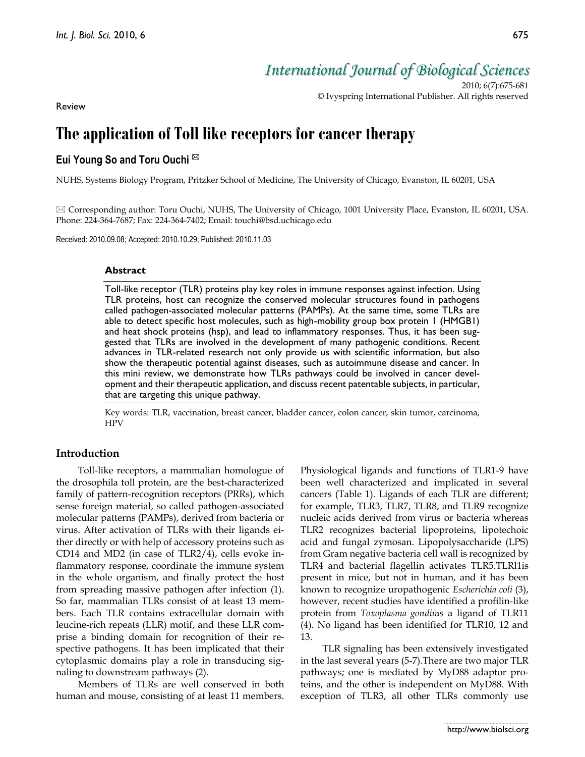Review

# The application of Toll like receptors for cancer therapy

**Eui Young So and Toru Ouchi ✉**

NUHS, Systems Biology Program, Pritzker School of Medicine, The University of Chicago, Evanston, IL 60201, USA

✉ Corresponding author: Toru Ouchi, NUHS, The University of Chicago, 1001 University Place, Evanston, IL 60201, USA. Phone: 224-364-7687; Fax: 224-364-7402; Email: touchi@bsd.uchicago.edu

Received: 2010.09.08; Accepted: 2010.10.29; Published: 2010.11.03

### Abstract

Toll-like receptor (TLR) proteins play key roles in immune responses against infection. Using TLR proteins, host can recognize the conserved molecular structures found in pathogens called pathogen-associated molecular patterns (PAMPs). At the same time, some TLRs are able to detect specific host molecules, such as high-mobility group box protein 1 (HMGB1) and heat shock proteins (hsp), and lead to inflammatory responses. Thus, it has been suggested that TLRs are involved in the development of many pathogenic conditions. Recent advances in TLR-related research not only provide us with scientific information, but also show the therapeutic potential against diseases, such as autoimmune disease and cancer. In this mini review, we demonstrate how TLRs pathways could be involved in cancer development and their therapeutic application, and discuss recent patentable subjects, in particular, that are targeting this unique pathway.

Key words: TLR, vaccination, breast cancer, bladder cancer, colon cancer, skin tumor, carcinoma, HPV

## Introduction

Toll-like receptors, a mammalian homologue of the drosophila toll protein, are the best-characterized family of pattern-recognition receptors (PRRs), which sense foreign material, so called pathogen-associated molecular patterns (PAMPs), derived from bacteria or virus. After activation of TLRs with their ligands either directly or with help of accessory proteins such as CD14 and MD2 (in case of TLR2/4), cells evoke inflammatory response, coordinate the immune system in the whole organism, and finally protect the host from spreading massive pathogen after infection (1). So far, mammalian TLRs consist of at least 13 members. Each TLR contains extracellular domain with leucine-rich repeats (LLR) motif, and these LLR comprise a binding domain for recognition of their respective pathogens. It has been implicated that their cytoplasmic domains play a role in transducing signaling to downstream pathways (2).

Members of TLRs are well conserved in both human and mouse, consisting of at least 11 members. Physiological ligands and functions of TLR1-9 have been well characterized and implicated in several cancers (Table 1). Ligands of each TLR are different; for example, TLR3, TLR7, TLR8, and TLR9 recognize nucleic acids derived from virus or bacteria whereas TLR2 recognizes bacterial lipoproteins, lipotechoic acid and fungal zymosan. Lipopolysaccharide (LPS) from Gram negative bacteria cell wall is recognized by TLR4 and bacterial flagellin activates TLR5.TLRl1is present in mice, but not in human, and it has been known to recognize uropathogenic *Escherichia coli* (3), however, recent studies have identified a profilin-like protein from *Toxoplasma gondii*as a ligand of TLR11 (4). No ligand has been identified for TLR10, 12 and 13.

TLR signaling has been extensively investigated in the last several years (5-7).There are two major TLR pathways; one is mediated by MyD88 adaptor proteins, and the other is independent on MyD88. With exception of TLR3, all other TLRs commonly use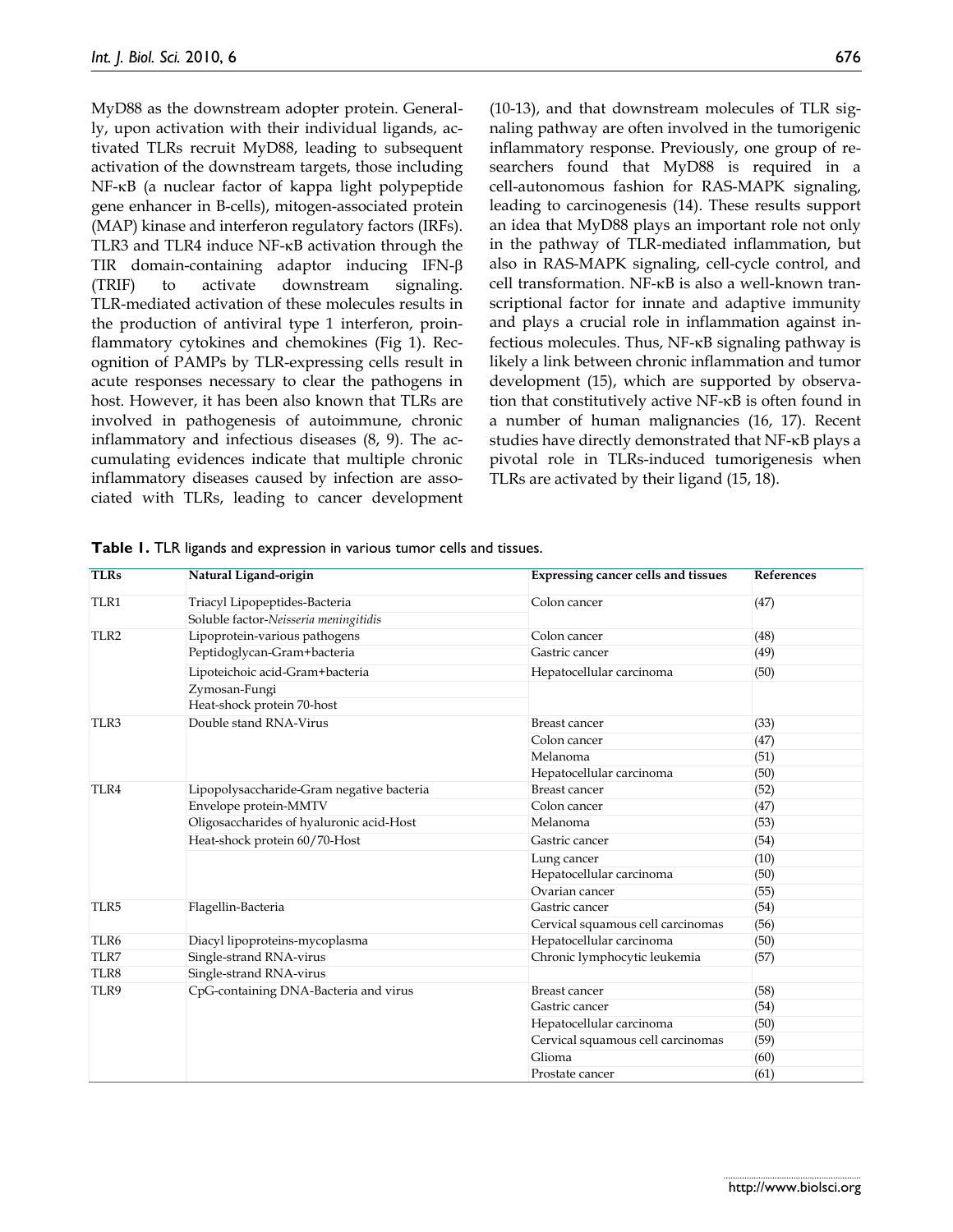MyD88 as the downstream adopter protein. Generally, upon activation with their individual ligands, activated TLRs recruit MyD88, leading to subsequent activation of the downstream targets, those including NF-κB (a nuclear factor of kappa light polypeptide gene enhancer in B-cells), mitogen-associated protein (MAP) kinase and interferon regulatory factors (IRFs). TLR3 and TLR4 induce NF-κB activation through the TIR domain-containing adaptor inducing IFN-β (TRIF) to activate downstream signaling. TLR-mediated activation of these molecules results in the production of antiviral type 1 interferon, proinflammatory cytokines and chemokines (Fig 1). Recognition of PAMPs by TLR-expressing cells result in acute responses necessary to clear the pathogens in host. However, it has been also known that TLRs are involved in pathogenesis of autoimmune, chronic inflammatory and infectious diseases (8, 9). The accumulating evidences indicate that multiple chronic inflammatory diseases caused by infection are associated with TLRs, leading to cancer development (10-13), and that downstream molecules of TLR signaling pathway are often involved in the tumorigenic inflammatory response. Previously, one group of researchers found that MyD88 is required in a cell-autonomous fashion for RAS-MAPK signaling, leading to carcinogenesis (14). These results support an idea that MyD88 plays an important role not only in the pathway of TLR-mediated inflammation, but also in RAS-MAPK signaling, cell-cycle control, and cell transformation. NF-κB is also a well-known transcriptional factor for innate and adaptive immunity and plays a crucial role in inflammation against infectious molecules. Thus, NF-κB signaling pathway is likely a link between chronic inflammation and tumor development (15), which are supported by observation that constitutively active NF-κB is often found in a number of human malignancies (16, 17). Recent studies have directly demonstrated that NF-κB plays a pivotal role in TLRs-induced tumorigenesis when TLRs are activated by their ligand (15, 18).

**Table 1.** TLR ligands and expression in various tumor cells and tissues.

| TLRs | Natural Ligand-origin | Expressing cancer cells and tissues | References |
|---|---|---|---|
| TLR1 | Triacyl Lipopeptides-Bacteria | Colon cancer | (47) |
| | Soluble factor-*Neisseria meningitidis* | | |
| TLR2 | Lipoprotein-various pathogens | Colon cancer | (48) |
| | Peptidoglycan-Gram+bacteria | Gastric cancer | (49) |
| | Lipoteichoic acid-Gram+bacteria | Hepatocellular carcinoma | (50) |
| | Zymosan-Fungi | | |
| | Heat-shock protein 70-host | | |
| TLR3 | Double stand RNA-Virus | Breast cancer | (33) |
| | | Colon cancer | (47) |
| | | Melanoma | (51) |
| | | Hepatocellular carcinoma | (50) |
| TLR4 | Lipopolysaccharide-Gram negative bacteria | Breast cancer | (52) |
| | Envelope protein-MMTV | Colon cancer | (47) |
| | Oligosaccharides of hyaluronic acid-Host | Melanoma | (53) |
| | Heat-shock protein 60/70-Host | Gastric cancer | (54) |
| | | Lung cancer | (10) |
| | | Hepatocellular carcinoma | (50) |
| | | Ovarian cancer | (55) |
| TLR5 | Flagellin-Bacteria | Gastric cancer | (54) |
| | | Cervical squamous cell carcinomas | (56) |
| TLR6 | Diacyl lipoproteins-mycoplasma | Hepatocellular carcinoma | (50) |
| TLR7 | Single-strand RNA-virus | Chronic lymphocytic leukemia | (57) |
| TLR8 | Single-strand RNA-virus | | |
| TLR9 | CpG-containing DNA-Bacteria and virus | Breast cancer | (58) |
| | | Gastric cancer | (54) |
| | | Hepatocellular carcinoma | (50) |
| | | Cervical squamous cell carcinomas | (59) |
| | | Glioma | (60) |
| | | Prostate cancer | (61) |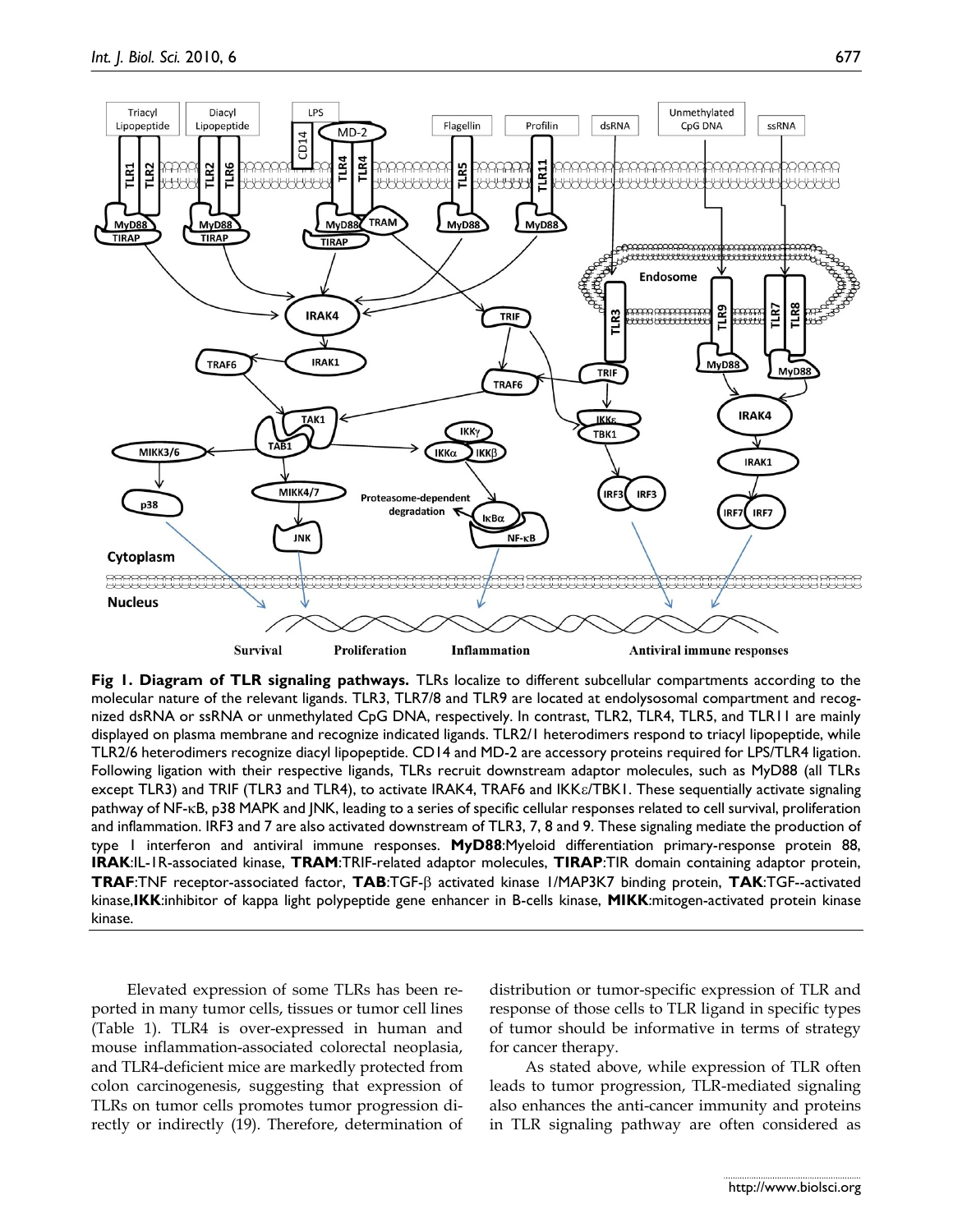**Fig 1. Diagram of TLR signaling pathways.** TLRs localize to different subcellular compartments according to the molecular nature of the relevant ligands. TLR3, TLR7/8 and TLR9 are located at endolysosomal compartment and recognized dsRNA or ssRNA or unmethylated CpG DNA, respectively. In contrast, TLR2, TLR4, TLR5, and TLR11 are mainly displayed on plasma membrane and recognize indicated ligands. TLR2/1 heterodimers respond to triacyl lipopeptide, while TLR2/6 heterodimers recognize diacyl lipopeptide. CD14 and MD-2 are accessory proteins required for LPS/TLR4 ligation. Following ligation with their respective ligands, TLRs recruit downstream adaptor molecules, such as MyD88 (all TLRs except TLR3) and TRIF (TLR3 and TLR4), to activate IRAK4, TRAF6 and IKKε/TBK1. These sequentially activate signaling pathway of NF-κB, p38 MAPK and JNK, leading to a series of specific cellular responses related to cell survival, proliferation and inflammation. IRF3 and 7 are also activated downstream of TLR3, 7, 8 and 9. These signaling mediate the production of type I interferon and antiviral immune responses. **MyD88**:Myeloid differentiation primary-response protein 88, **IRAK**:IL-1R-associated kinase, **TRAM**:TRIF-related adaptor molecules, **TIRAP**:TIR domain containing adaptor protein, **TRAF**:TNF receptor-associated factor, **TAB**:TGF-β activated kinase 1/MAP3K7 binding protein, **TAK**:TGF--activated kinase,**IKK**:inhibitor of kappa light polypeptide gene enhancer in B-cells kinase, **MIKK**:mitogen-activated protein kinase kinase.

Elevated expression of some TLRs has been reported in many tumor cells, tissues or tumor cell lines (Table 1). TLR4 is over-expressed in human and mouse inflammation-associated colorectal neoplasia, and TLR4-deficient mice are markedly protected from colon carcinogenesis, suggesting that expression of TLRs on tumor cells promotes tumor progression directly or indirectly (19). Therefore, determination of distribution or tumor-specific expression of TLR and response of those cells to TLR ligand in specific types of tumor should be informative in terms of strategy for cancer therapy.

As stated above, while expression of TLR often leads to tumor progression, TLR-mediated signaling also enhances the anti-cancer immunity and proteins in TLR signaling pathway are often considered as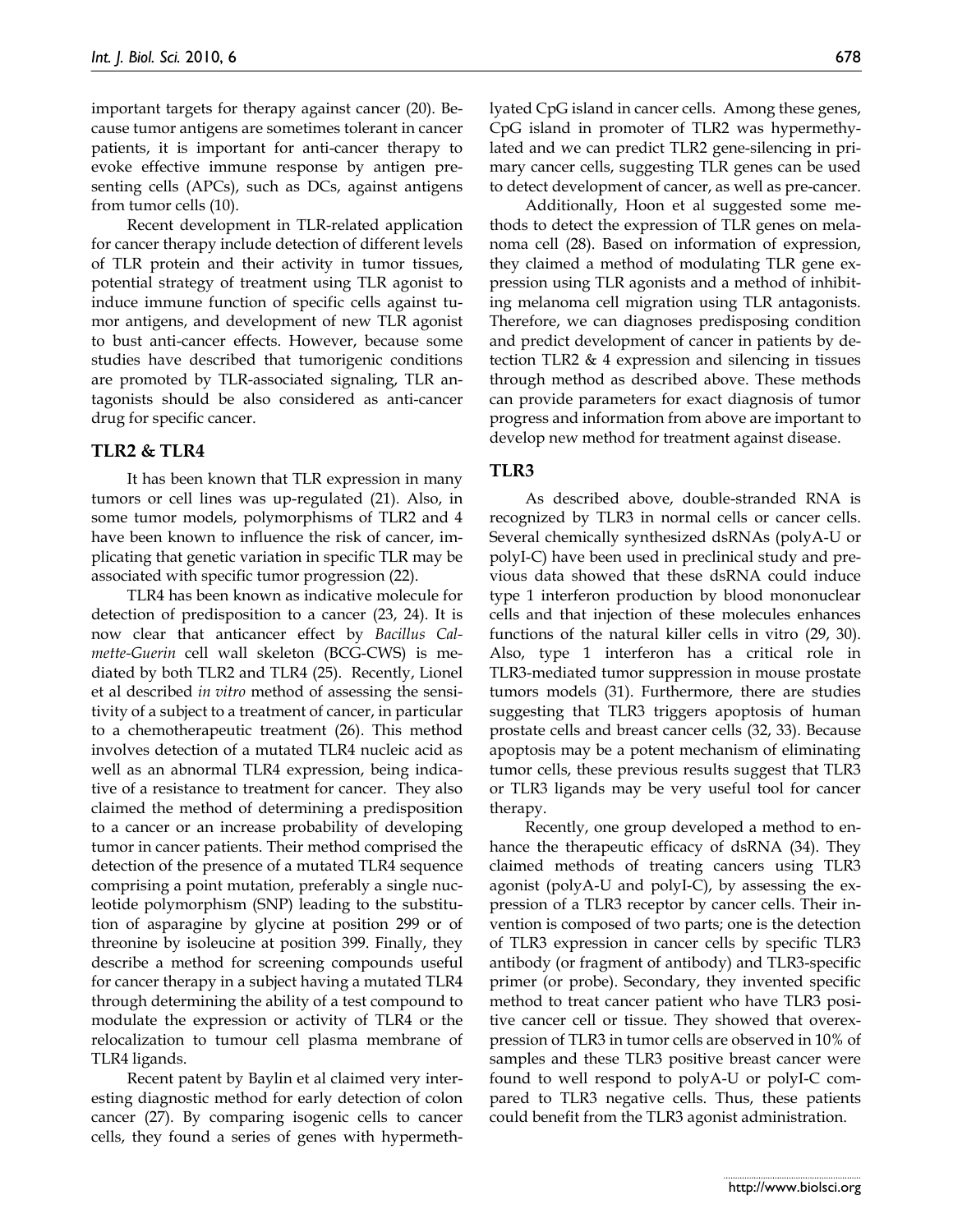important targets for therapy against cancer (20). Because tumor antigens are sometimes tolerant in cancer patients, it is important for anti-cancer therapy to evoke effective immune response by antigen presenting cells (APCs), such as DCs, against antigens from tumor cells (10).

Recent development in TLR-related application for cancer therapy include detection of different levels of TLR protein and their activity in tumor tissues, potential strategy of treatment using TLR agonist to induce immune function of specific cells against tumor antigens, and development of new TLR agonist to bust anti-cancer effects. However, because some studies have described that tumorigenic conditions are promoted by TLR-associated signaling, TLR antagonists should be also considered as anti-cancer drug for specific cancer.

## TLR2 & TLR4

It has been known that TLR expression in many tumors or cell lines was up-regulated (21). Also, in some tumor models, polymorphisms of TLR2 and 4 have been known to influence the risk of cancer, implicating that genetic variation in specific TLR may be associated with specific tumor progression (22).

TLR4 has been known as indicative molecule for detection of predisposition to a cancer (23, 24). It is now clear that anticancer effect by *Bacillus Calmette-Guerin* cell wall skeleton (BCG-CWS) is mediated by both TLR2 and TLR4 (25). Recently, Lionel et al described *in vitro* method of assessing the sensitivity of a subject to a treatment of cancer, in particular to a chemotherapeutic treatment (26). This method involves detection of a mutated TLR4 nucleic acid as well as an abnormal TLR4 expression, being indicative of a resistance to treatment for cancer. They also claimed the method of determining a predisposition to a cancer or an increase probability of developing tumor in cancer patients. Their method comprised the detection of the presence of a mutated TLR4 sequence comprising a point mutation, preferably a single nucleotide polymorphism (SNP) leading to the substitution of asparagine by glycine at position 299 or of threonine by isoleucine at position 399. Finally, they describe a method for screening compounds useful for cancer therapy in a subject having a mutated TLR4 through determining the ability of a test compound to modulate the expression or activity of TLR4 or the relocalization to tumour cell plasma membrane of TLR4 ligands.

Recent patent by Baylin et al claimed very interesting diagnostic method for early detection of colon cancer (27). By comparing isogenic cells to cancer cells, they found a series of genes with hypermethylated CpG island in cancer cells. Among these genes, CpG island in promoter of TLR2 was hypermethylated and we can predict TLR2 gene-silencing in primary cancer cells, suggesting TLR genes can be used to detect development of cancer, as well as pre-cancer.

Additionally, Hoon et al suggested some methods to detect the expression of TLR genes on melanoma cell (28). Based on information of expression, they claimed a method of modulating TLR gene expression using TLR agonists and a method of inhibiting melanoma cell migration using TLR antagonists. Therefore, we can diagnoses predisposing condition and predict development of cancer in patients by detection TLR2 & 4 expression and silencing in tissues through method as described above. These methods can provide parameters for exact diagnosis of tumor progress and information from above are important to develop new method for treatment against disease.

## TLR3

As described above, double-stranded RNA is recognized by TLR3 in normal cells or cancer cells. Several chemically synthesized dsRNAs (polyA-U or polyI-C) have been used in preclinical study and previous data showed that these dsRNA could induce type 1 interferon production by blood mononuclear cells and that injection of these molecules enhances functions of the natural killer cells in vitro (29, 30). Also, type 1 interferon has a critical role in TLR3-mediated tumor suppression in mouse prostate tumors models (31). Furthermore, there are studies suggesting that TLR3 triggers apoptosis of human prostate cells and breast cancer cells (32, 33). Because apoptosis may be a potent mechanism of eliminating tumor cells, these previous results suggest that TLR3 or TLR3 ligands may be very useful tool for cancer therapy.

Recently, one group developed a method to enhance the therapeutic efficacy of dsRNA (34). They claimed methods of treating cancers using TLR3 agonist (polyA-U and polyI-C), by assessing the expression of a TLR3 receptor by cancer cells. Their invention is composed of two parts; one is the detection of TLR3 expression in cancer cells by specific TLR3 antibody (or fragment of antibody) and TLR3-specific primer (or probe). Secondary, they invented specific method to treat cancer patient who have TLR3 positive cancer cell or tissue. They showed that overexpression of TLR3 in tumor cells are observed in 10% of samples and these TLR3 positive breast cancer were found to well respond to polyA-U or polyI-C compared to TLR3 negative cells. Thus, these patients could benefit from the TLR3 agonist administration.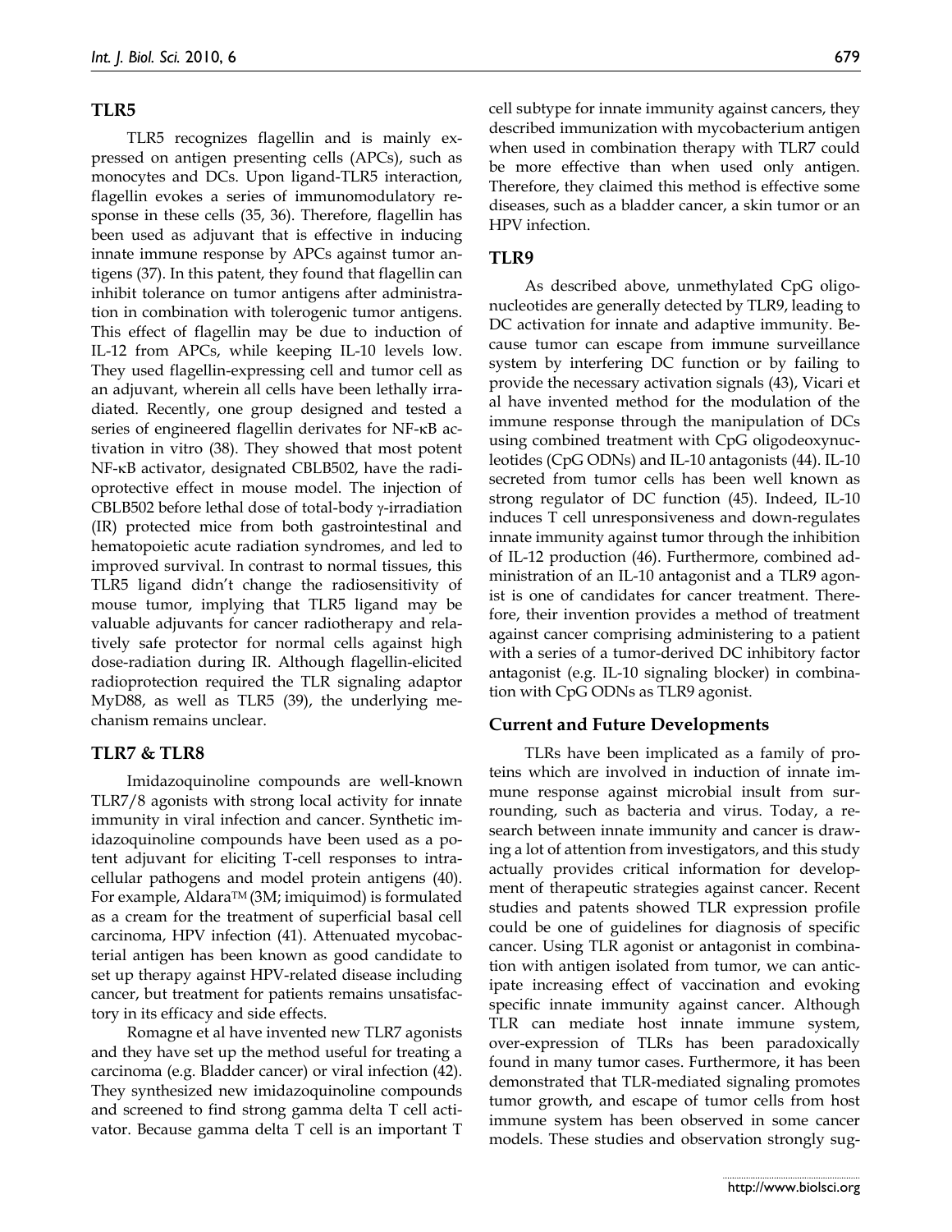## TLR5

TLR5 recognizes flagellin and is mainly expressed on antigen presenting cells (APCs), such as monocytes and DCs. Upon ligand-TLR5 interaction, flagellin evokes a series of immunomodulatory response in these cells (35, 36). Therefore, flagellin has been used as adjuvant that is effective in inducing innate immune response by APCs against tumor antigens (37). In this patent, they found that flagellin can inhibit tolerance on tumor antigens after administration in combination with tolerogenic tumor antigens. This effect of flagellin may be due to induction of IL-12 from APCs, while keeping IL-10 levels low. They used flagellin-expressing cell and tumor cell as an adjuvant, wherein all cells have been lethally irradiated. Recently, one group designed and tested a series of engineered flagellin derivates for NF-κB activation in vitro (38). They showed that most potent NF-κB activator, designated CBLB502, have the radioprotective effect in mouse model. The injection of CBLB502 before lethal dose of total-body γ-irradiation (IR) protected mice from both gastrointestinal and hematopoietic acute radiation syndromes, and led to improved survival. In contrast to normal tissues, this TLR5 ligand didn't change the radiosensitivity of mouse tumor, implying that TLR5 ligand may be valuable adjuvants for cancer radiotherapy and relatively safe protector for normal cells against high dose-radiation during IR. Although flagellin-elicited radioprotection required the TLR signaling adaptor MyD88, as well as TLR5 (39), the underlying mechanism remains unclear.

## TLR7 & TLR8

Imidazoquinoline compounds are well-known TLR7/8 agonists with strong local activity for innate immunity in viral infection and cancer. Synthetic imidazoquinoline compounds have been used as a potent adjuvant for eliciting T-cell responses to intracellular pathogens and model protein antigens (40). For example, Aldara™ (3M; imiquimod) is formulated as a cream for the treatment of superficial basal cell carcinoma, HPV infection (41). Attenuated mycobacterial antigen has been known as good candidate to set up therapy against HPV-related disease including cancer, but treatment for patients remains unsatisfactory in its efficacy and side effects.

Romagne et al have invented new TLR7 agonists and they have set up the method useful for treating a carcinoma (e.g. Bladder cancer) or viral infection (42). They synthesized new imidazoquinoline compounds and screened to find strong gamma delta T cell activator. Because gamma delta T cell is an important T cell subtype for innate immunity against cancers, they described immunization with mycobacterium antigen when used in combination therapy with TLR7 could be more effective than when used only antigen. Therefore, they claimed this method is effective some diseases, such as a bladder cancer, a skin tumor or an HPV infection.

## TLR9

As described above, unmethylated CpG oligonucleotides are generally detected by TLR9, leading to DC activation for innate and adaptive immunity. Because tumor can escape from immune surveillance system by interfering DC function or by failing to provide the necessary activation signals (43), Vicari et al have invented method for the modulation of the immune response through the manipulation of DCs using combined treatment with CpG oligodeoxynucleotides (CpG ODNs) and IL-10 antagonists (44). IL-10 secreted from tumor cells has been well known as strong regulator of DC function (45). Indeed, IL-10 induces T cell unresponsiveness and down-regulates innate immunity against tumor through the inhibition of IL-12 production (46). Furthermore, combined administration of an IL-10 antagonist and a TLR9 agonist is one of candidates for cancer treatment. Therefore, their invention provides a method of treatment against cancer comprising administering to a patient with a series of a tumor-derived DC inhibitory factor antagonist (e.g. IL-10 signaling blocker) in combination with CpG ODNs as TLR9 agonist.

## Current and Future Developments

TLRs have been implicated as a family of proteins which are involved in induction of innate immune response against microbial insult from surrounding, such as bacteria and virus. Today, a research between innate immunity and cancer is drawing a lot of attention from investigators, and this study actually provides critical information for development of therapeutic strategies against cancer. Recent studies and patents showed TLR expression profile could be one of guidelines for diagnosis of specific cancer. Using TLR agonist or antagonist in combination with antigen isolated from tumor, we can anticipate increasing effect of vaccination and evoking specific innate immunity against cancer. Although TLR can mediate host innate immune system, over-expression of TLRs has been paradoxically found in many tumor cases. Furthermore, it has been demonstrated that TLR-mediated signaling promotes tumor growth, and escape of tumor cells from host immune system has been observed in some cancer models. These studies and observation strongly sug-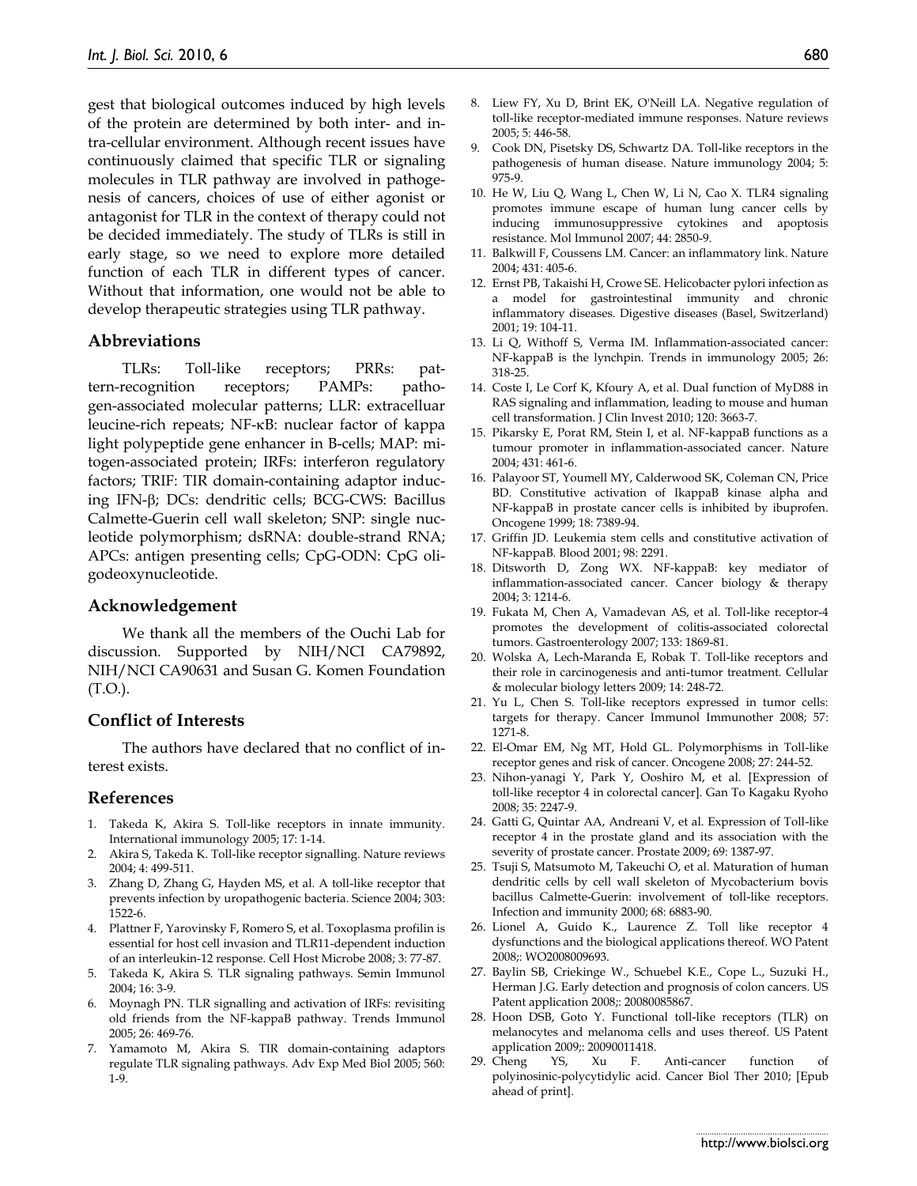gest that biological outcomes induced by high levels of the protein are determined by both inter- and intra-cellular environment. Although recent issues have continuously claimed that specific TLR or signaling molecules in TLR pathway are involved in pathogenesis of cancers, choices of use of either agonist or antagonist for TLR in the context of therapy could not be decided immediately. The study of TLRs is still in early stage, so we need to explore more detailed function of each TLR in different types of cancer. Without that information, one would not be able to develop therapeutic strategies using TLR pathway.

## Abbreviations

TLRs: Toll-like receptors; PRRs: pattern-recognition receptors; PAMPs: pathogen-associated molecular patterns; LLR: extracelluar leucine-rich repeats; NF-κB: nuclear factor of kappa light polypeptide gene enhancer in B-cells; MAP: mitogen-associated protein; IRFs: interferon regulatory factors; TRIF: TIR domain-containing adaptor inducing IFN-β; DCs: dendritic cells; BCG-CWS: Bacillus Calmette-Guerin cell wall skeleton; SNP: single nucleotide polymorphism; dsRNA: double-strand RNA; APCs: antigen presenting cells; CpG-ODN: CpG oligodeoxynucleotide.

## Acknowledgement

We thank all the members of the Ouchi Lab for discussion. Supported by NIH/NCI CA79892, NIH/NCI CA90631 and Susan G. Komen Foundation (T.O.).

## Conflict of Interests

The authors have declared that no conflict of interest exists.

## References

1. Takeda K, Akira S. Toll-like receptors in innate immunity. International immunology 2005; 17: 1-14.
2. Akira S, Takeda K. Toll-like receptor signalling. Nature reviews 2004; 4: 499-511.
3. Zhang D, Zhang G, Hayden MS, et al. A toll-like receptor that prevents infection by uropathogenic bacteria. Science 2004; 303: 1522-6.
4. Plattner F, Yarovinsky F, Romero S, et al. Toxoplasma profilin is essential for host cell invasion and TLR11-dependent induction of an interleukin-12 response. Cell Host Microbe 2008; 3: 77-87.
5. Takeda K, Akira S. TLR signaling pathways. Semin Immunol 2004; 16: 3-9.
6. Moynagh PN. TLR signalling and activation of IRFs: revisiting old friends from the NF-kappaB pathway. Trends Immunol 2005; 26: 469-76.
7. Yamamoto M, Akira S. TIR domain-containing adaptors regulate TLR signaling pathways. Adv Exp Med Biol 2005; 560: 1-9.
8. Liew FY, Xu D, Brint EK, O'Neill LA. Negative regulation of toll-like receptor-mediated immune responses. Nature reviews 2005; 5: 446-58.
9. Cook DN, Pisetsky DS, Schwartz DA. Toll-like receptors in the pathogenesis of human disease. Nature immunology 2004; 5: 975-9.
10. He W, Liu Q, Wang L, Chen W, Li N, Cao X. TLR4 signaling promotes immune escape of human lung cancer cells by inducing immunosuppressive cytokines and apoptosis resistance. Mol Immunol 2007; 44: 2850-9.
11. Balkwill F, Coussens LM. Cancer: an inflammatory link. Nature 2004; 431: 405-6.
12. Ernst PB, Takaishi H, Crowe SE. Helicobacter pylori infection as a model for gastrointestinal immunity and chronic inflammatory diseases. Digestive diseases (Basel, Switzerland) 2001; 19: 104-11.
13. Li Q, Withoff S, Verma IM. Inflammation-associated cancer: NF-kappaB is the lynchpin. Trends in immunology 2005; 26: 318-25.
14. Coste I, Le Corf K, Kfoury A, et al. Dual function of MyD88 in RAS signaling and inflammation, leading to mouse and human cell transformation. J Clin Invest 2010; 120: 3663-7.
15. Pikarsky E, Porat RM, Stein I, et al. NF-kappaB functions as a tumour promoter in inflammation-associated cancer. Nature 2004; 431: 461-6.
16. Palayoor ST, Youmell MY, Calderwood SK, Coleman CN, Price BD. Constitutive activation of IkappaB kinase alpha and NF-kappaB in prostate cancer cells is inhibited by ibuprofen. Oncogene 1999; 18: 7389-94.
17. Griffin JD. Leukemia stem cells and constitutive activation of NF-kappaB. Blood 2001; 98: 2291.
18. Ditsworth D, Zong WX. NF-kappaB: key mediator of inflammation-associated cancer. Cancer biology & therapy 2004; 3: 1214-6.
19. Fukata M, Chen A, Vamadevan AS, et al. Toll-like receptor-4 promotes the development of colitis-associated colorectal tumors. Gastroenterology 2007; 133: 1869-81.
20. Wolska A, Lech-Maranda E, Robak T. Toll-like receptors and their role in carcinogenesis and anti-tumor treatment. Cellular & molecular biology letters 2009; 14: 248-72.
21. Yu L, Chen S. Toll-like receptors expressed in tumor cells: targets for therapy. Cancer Immunol Immunother 2008; 57: 1271-8.
22. El-Omar EM, Ng MT, Hold GL. Polymorphisms in Toll-like receptor genes and risk of cancer. Oncogene 2008; 27: 244-52.
23. Nihon-yanagi Y, Park Y, Ooshiro M, et al. [Expression of toll-like receptor 4 in colorectal cancer]. Gan To Kagaku Ryoho 2008; 35: 2247-9.
24. Gatti G, Quintar AA, Andreani V, et al. Expression of Toll-like receptor 4 in the prostate gland and its association with the severity of prostate cancer. Prostate 2009; 69: 1387-97.
25. Tsuji S, Matsumoto M, Takeuchi O, et al. Maturation of human dendritic cells by cell wall skeleton of Mycobacterium bovis bacillus Calmette-Guerin: involvement of toll-like receptors. Infection and immunity 2000; 68: 6883-90.
26. Lionel A, Guido K., Laurence Z. Toll like receptor 4 dysfunctions and the biological applications thereof. WO Patent 2008;: WO2008009693.
27. Baylin SB, Criekinge W., Schuebel K.E., Cope L., Suzuki H., Herman J.G. Early detection and prognosis of colon cancers. US Patent application 2008;: 20080085867.
28. Hoon DSB, Goto Y. Functional toll-like receptors (TLR) on melanocytes and melanoma cells and uses thereof. US Patent application 2009;: 20090011418.
29. Cheng YS, Xu F. Anti-cancer function of polyinosinic-polycytidylic acid. Cancer Biol Ther 2010; [Epub ahead of print].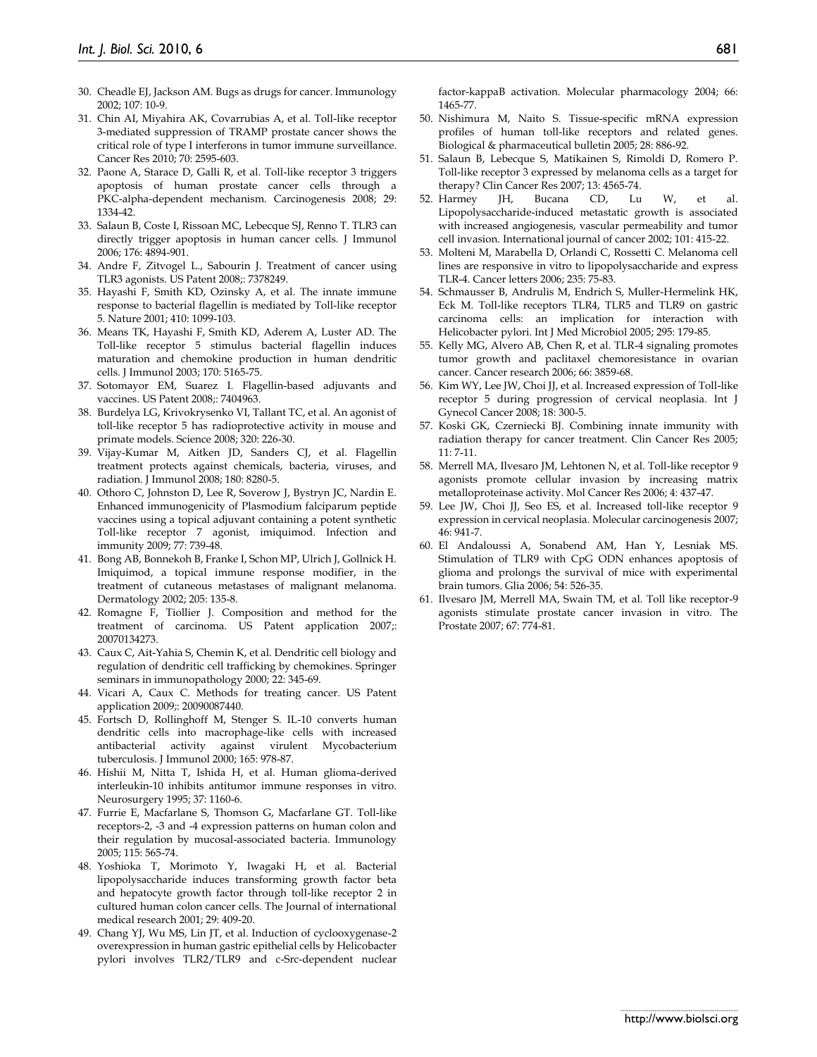30. Cheadle EJ, Jackson AM. Bugs as drugs for cancer. Immunology 2002; 107: 10-9.
31. Chin AI, Miyahira AK, Covarrubias A, et al. Toll-like receptor 3-mediated suppression of TRAMP prostate cancer shows the critical role of type I interferons in tumor immune surveillance. Cancer Res 2010; 70: 2595-603.
32. Paone A, Starace D, Galli R, et al. Toll-like receptor 3 triggers apoptosis of human prostate cancer cells through a PKC-alpha-dependent mechanism. Carcinogenesis 2008; 29: 1334-42.
33. Salaun B, Coste I, Rissoan MC, Lebecque SJ, Renno T. TLR3 can directly trigger apoptosis in human cancer cells. J Immunol 2006; 176: 4894-901.
34. Andre F, Zitvogel L., Sabourin J. Treatment of cancer using TLR3 agonists. US Patent 2008;: 7378249.
35. Hayashi F, Smith KD, Ozinsky A, et al. The innate immune response to bacterial flagellin is mediated by Toll-like receptor 5. Nature 2001; 410: 1099-103.
36. Means TK, Hayashi F, Smith KD, Aderem A, Luster AD. The Toll-like receptor 5 stimulus bacterial flagellin induces maturation and chemokine production in human dendritic cells. J Immunol 2003; 170: 5165-75.
37. Sotomayor EM, Suarez I. Flagellin-based adjuvants and vaccines. US Patent 2008;: 7404963.
38. Burdelya LG, Krivokrysenko VI, Tallant TC, et al. An agonist of toll-like receptor 5 has radioprotective activity in mouse and primate models. Science 2008; 320: 226-30.
39. Vijay-Kumar M, Aitken JD, Sanders CJ, et al. Flagellin treatment protects against chemicals, bacteria, viruses, and radiation. J Immunol 2008; 180: 8280-5.
40. Othoro C, Johnston D, Lee R, Soverow J, Bystryn JC, Nardin E. Enhanced immunogenicity of Plasmodium falciparum peptide vaccines using a topical adjuvant containing a potent synthetic Toll-like receptor 7 agonist, imiquimod. Infection and immunity 2009; 77: 739-48.
41. Bong AB, Bonnekoh B, Franke I, Schon MP, Ulrich J, Gollnick H. Imiquimod, a topical immune response modifier, in the treatment of cutaneous metastases of malignant melanoma. Dermatology 2002; 205: 135-8.
42. Romagne F, Tiollier J. Composition and method for the treatment of carcinoma. US Patent application 2007;: 20070134273.
43. Caux C, Ait-Yahia S, Chemin K, et al. Dendritic cell biology and regulation of dendritic cell trafficking by chemokines. Springer seminars in immunopathology 2000; 22: 345-69.
44. Vicari A, Caux C. Methods for treating cancer. US Patent application 2009;: 20090087440.
45. Fortsch D, Rollinghoff M, Stenger S. IL-10 converts human dendritic cells into macrophage-like cells with increased antibacterial activity against virulent Mycobacterium tuberculosis. J Immunol 2000; 165: 978-87.
46. Hishii M, Nitta T, Ishida H, et al. Human glioma-derived interleukin-10 inhibits antitumor immune responses in vitro. Neurosurgery 1995; 37: 1160-6.
47. Furrie E, Macfarlane S, Thomson G, Macfarlane GT. Toll-like receptors-2, -3 and -4 expression patterns on human colon and their regulation by mucosal-associated bacteria. Immunology 2005; 115: 565-74.
48. Yoshioka T, Morimoto Y, Iwagaki H, et al. Bacterial lipopolysaccharide induces transforming growth factor beta and hepatocyte growth factor through toll-like receptor 2 in cultured human colon cancer cells. The Journal of international medical research 2001; 29: 409-20.
49. Chang YJ, Wu MS, Lin JT, et al. Induction of cyclooxygenase-2 overexpression in human gastric epithelial cells by Helicobacter pylori involves TLR2/TLR9 and c-Src-dependent nuclear factor-kappaB activation. Molecular pharmacology 2004; 66: 1465-77.
50. Nishimura M, Naito S. Tissue-specific mRNA expression profiles of human toll-like receptors and related genes. Biological & pharmaceutical bulletin 2005; 28: 886-92.
51. Salaun B, Lebecque S, Matikainen S, Rimoldi D, Romero P. Toll-like receptor 3 expressed by melanoma cells as a target for therapy? Clin Cancer Res 2007; 13: 4565-74.
52. Harmey JH, Bucana CD, Lu W, et al. Lipopolysaccharide-induced metastatic growth is associated with increased angiogenesis, vascular permeability and tumor cell invasion. International journal of cancer 2002; 101: 415-22.
53. Molteni M, Marabella D, Orlandi C, Rossetti C. Melanoma cell lines are responsive in vitro to lipopolysaccharide and express TLR-4. Cancer letters 2006; 235: 75-83.
54. Schmausser B, Andrulis M, Endrich S, Muller-Hermelink HK, Eck M. Toll-like receptors TLR4, TLR5 and TLR9 on gastric carcinoma cells: an implication for interaction with Helicobacter pylori. Int J Med Microbiol 2005; 295: 179-85.
55. Kelly MG, Alvero AB, Chen R, et al. TLR-4 signaling promotes tumor growth and paclitaxel chemoresistance in ovarian cancer. Cancer research 2006; 66: 3859-68.
56. Kim WY, Lee JW, Choi JJ, et al. Increased expression of Toll-like receptor 5 during progression of cervical neoplasia. Int J Gynecol Cancer 2008; 18: 300-5.
57. Koski GK, Czerniecki BJ. Combining innate immunity with radiation therapy for cancer treatment. Clin Cancer Res 2005; 11: 7-11.
58. Merrell MA, Ilvesaro JM, Lehtonen N, et al. Toll-like receptor 9 agonists promote cellular invasion by increasing matrix metalloproteinase activity. Mol Cancer Res 2006; 4: 437-47.
59. Lee JW, Choi JJ, Seo ES, et al. Increased toll-like receptor 9 expression in cervical neoplasia. Molecular carcinogenesis 2007; 46: 941-7.
60. El Andaloussi A, Sonabend AM, Han Y, Lesniak MS. Stimulation of TLR9 with CpG ODN enhances apoptosis of glioma and prolongs the survival of mice with experimental brain tumors. Glia 2006; 54: 526-35.
61. Ilvesaro JM, Merrell MA, Swain TM, et al. Toll like receptor-9 agonists stimulate prostate cancer invasion in vitro. The Prostate 2007; 67: 774-81.